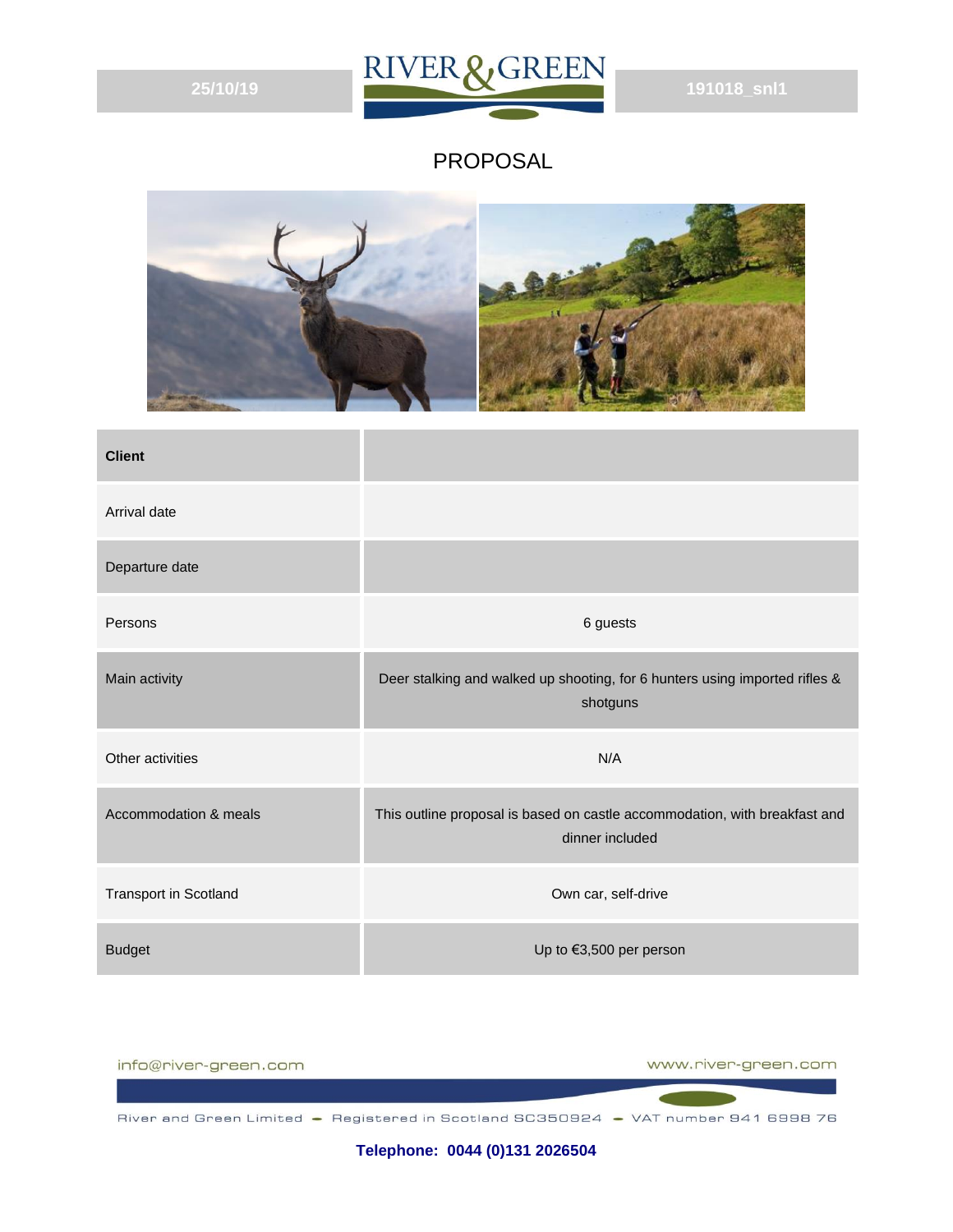25/10/19

RIVER & GREEN

191018_snl1

# PROPOSAL

| Client | |
|---|---|
| Arrival date | |
| Departure date | |
| Persons | 6 guests |
| Main activity | Deer stalking and walked up shooting, for 6 hunters using imported rifles & shotguns |
| Other activities | N/A |
| Accommodation & meals | This outline proposal is based on castle accommodation, with breakfast and dinner included |
| Transport in Scotland | Own car, self-drive |
| Budget | Up to €3,500 per person |

info@river-green.com

www.river-green.com

River and Green Limited - Registered in Scotland SC350924 - VAT number 941 6998 76

**Telephone: 0044 (0)131 2026504**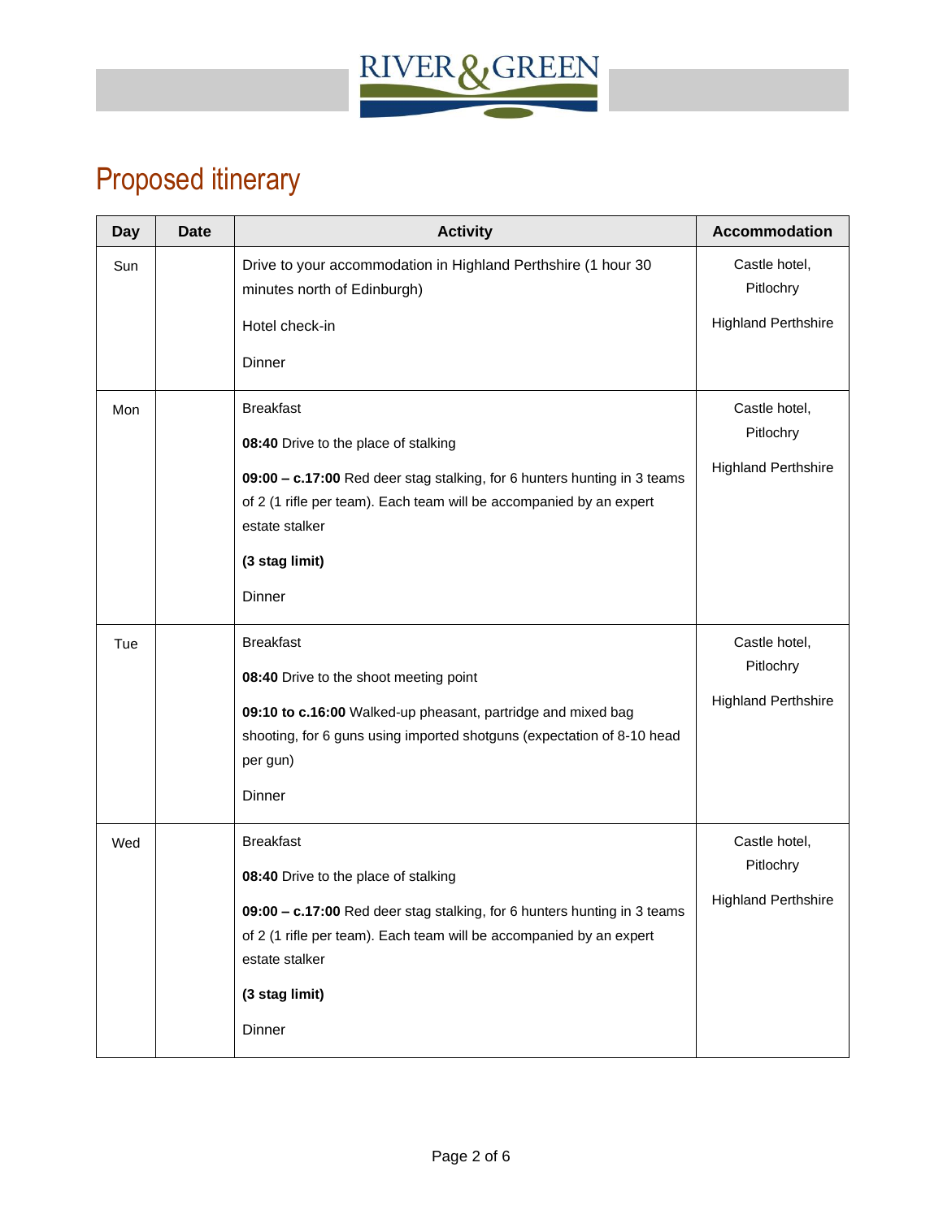## Proposed itinerary

| Day | Date | Activity | Accommodation |
|---|---|---|---|
| Sun | | Drive to your accommodation in Highland Perthshire (1 hour 30 minutes north of Edinburgh)<br><br>Hotel check-in<br><br>Dinner | Castle hotel, Pitlochry<br><br>Highland Perthshire |
| Mon | | Breakfast<br><br>**08:40** Drive to the place of stalking<br><br>**09:00 – c.17:00** Red deer stag stalking, for 6 hunters hunting in 3 teams of 2 (1 rifle per team). Each team will be accompanied by an expert estate stalker<br><br>**(3 stag limit)**<br><br>Dinner | Castle hotel, Pitlochry<br><br>Highland Perthshire |
| Tue | | Breakfast<br><br>**08:40** Drive to the shoot meeting point<br><br>**09:10 to c.16:00** Walked-up pheasant, partridge and mixed bag shooting, for 6 guns using imported shotguns (expectation of 8-10 head per gun)<br><br>Dinner | Castle hotel, Pitlochry<br><br>Highland Perthshire |
| Wed | | Breakfast<br><br>**08:40** Drive to the place of stalking<br><br>**09:00 – c.17:00** Red deer stag stalking, for 6 hunters hunting in 3 teams of 2 (1 rifle per team). Each team will be accompanied by an expert estate stalker<br><br>**(3 stag limit)**<br><br>Dinner | Castle hotel, Pitlochry<br><br>Highland Perthshire |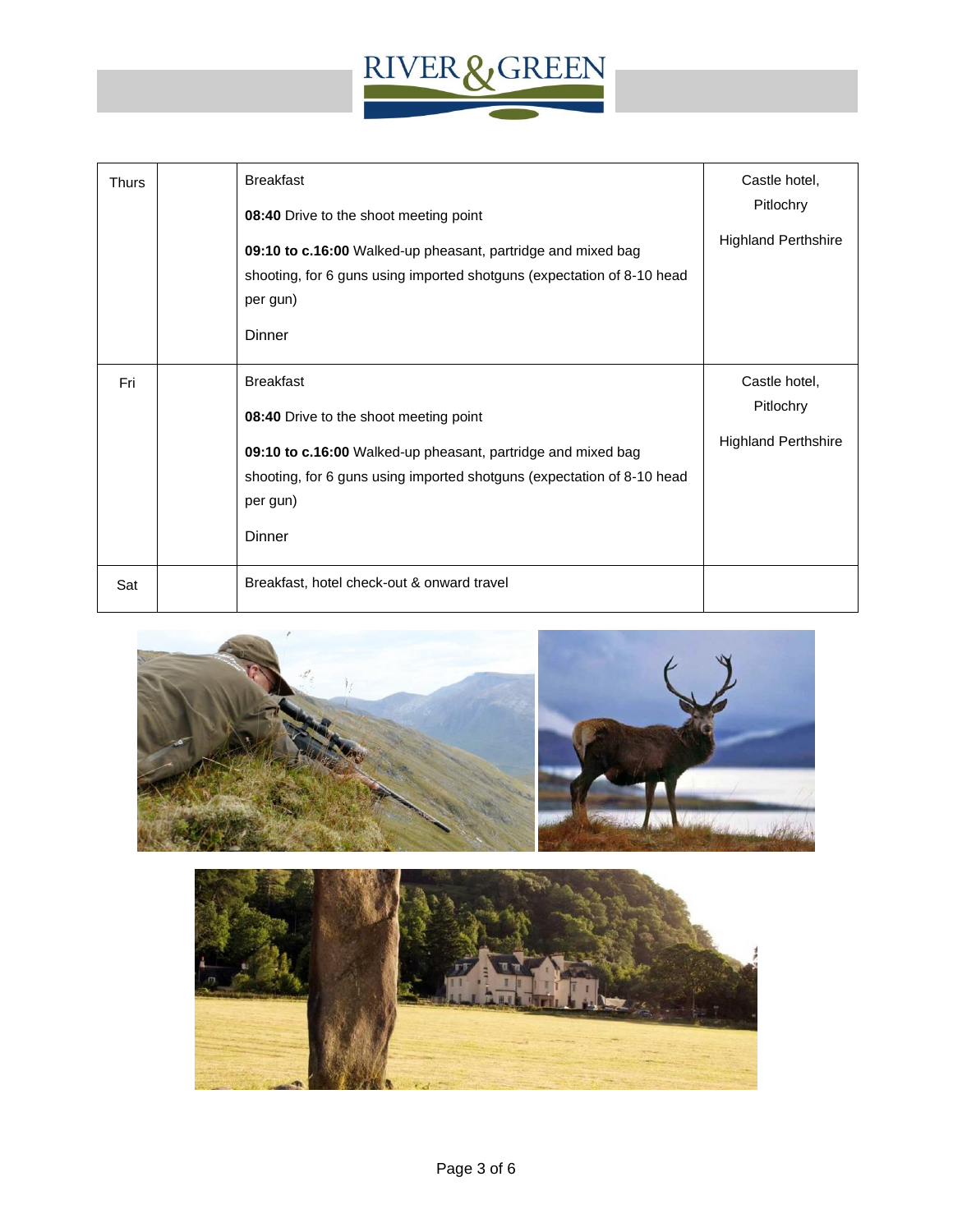| Thurs | | Breakfast<br><br>**08:40** Drive to the shoot meeting point<br><br>**09:10 to c.16:00** Walked-up pheasant, partridge and mixed bag shooting, for 6 guns using imported shotguns (expectation of 8-10 head per gun)<br><br>Dinner | Castle hotel, Pitlochry<br><br>Highland Perthshire |
|---|---|---|---|
| Fri | | Breakfast<br><br>**08:40** Drive to the shoot meeting point<br><br>**09:10 to c.16:00** Walked-up pheasant, partridge and mixed bag shooting, for 6 guns using imported shotguns (expectation of 8-10 head per gun)<br><br>Dinner | Castle hotel, Pitlochry<br><br>Highland Perthshire |
| Sat | | Breakfast, hotel check-out & onward travel | |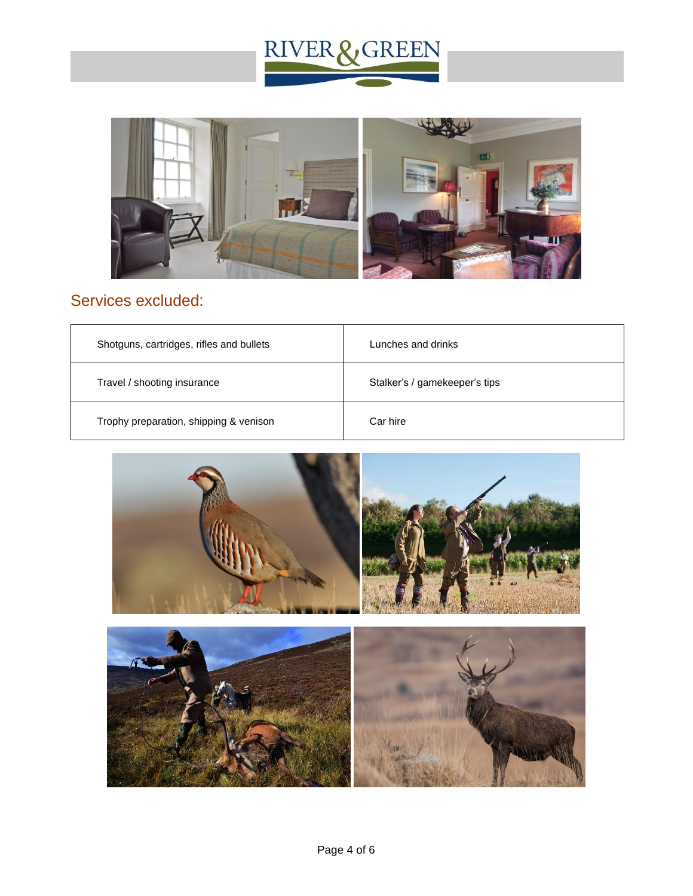## Services excluded:

| Shotguns, cartridges, rifles and bullets | Lunches and drinks |
|---|---|
| Travel / shooting insurance | Stalker's / gamekeeper's tips |
| Trophy preparation, shipping & venison | Car hire |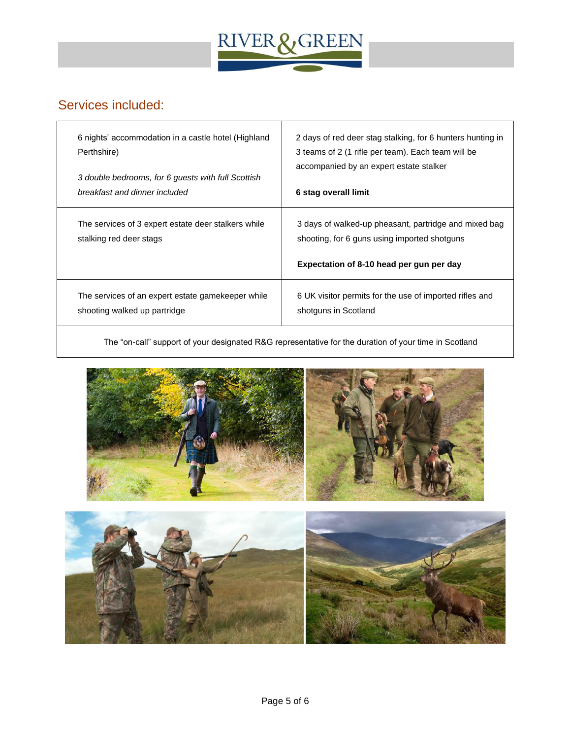## Services included:

| | |
|---|---|
| 6 nights' accommodation in a castle hotel (Highland Perthshire)<br><br>*3 double bedrooms, for 6 guests with full Scottish breakfast and dinner included* | 2 days of red deer stag stalking, for 6 hunters hunting in 3 teams of 2 (1 rifle per team). Each team will be accompanied by an expert estate stalker<br><br>**6 stag overall limit** |
| The services of 3 expert estate deer stalkers while stalking red deer stags | 3 days of walked-up pheasant, partridge and mixed bag shooting, for 6 guns using imported shotguns<br><br>**Expectation of 8-10 head per gun per day** |
| The services of an expert estate gamekeeper while shooting walked up partridge | 6 UK visitor permits for the use of imported rifles and shotguns in Scotland |
| The "on-call" support of your designated R&G representative for the duration of your time in Scotland | |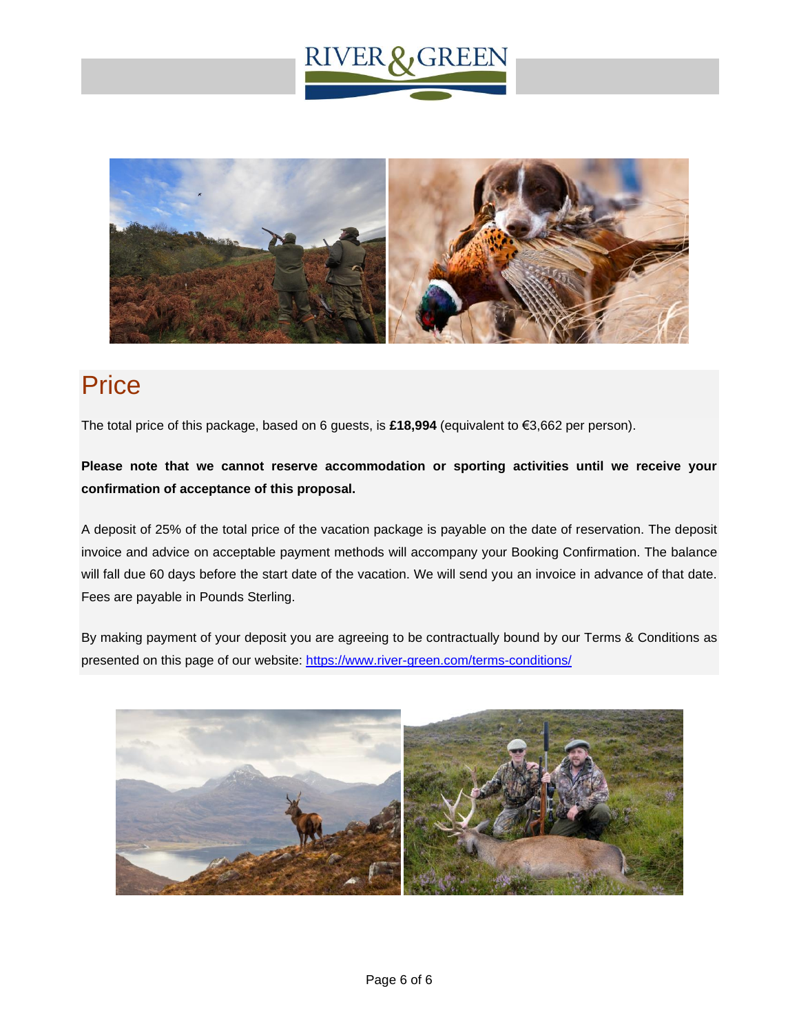# Price

The total price of this package, based on 6 guests, is **£18,994** (equivalent to €3,662 per person).

**Please note that we cannot reserve accommodation or sporting activities until we receive your confirmation of acceptance of this proposal.**

A deposit of 25% of the total price of the vacation package is payable on the date of reservation. The deposit invoice and advice on acceptable payment methods will accompany your Booking Confirmation. The balance will fall due 60 days before the start date of the vacation. We will send you an invoice in advance of that date. Fees are payable in Pounds Sterling.

By making payment of your deposit you are agreeing to be contractually bound by our Terms & Conditions as presented on this page of our website: https://www.river-green.com/terms-conditions/